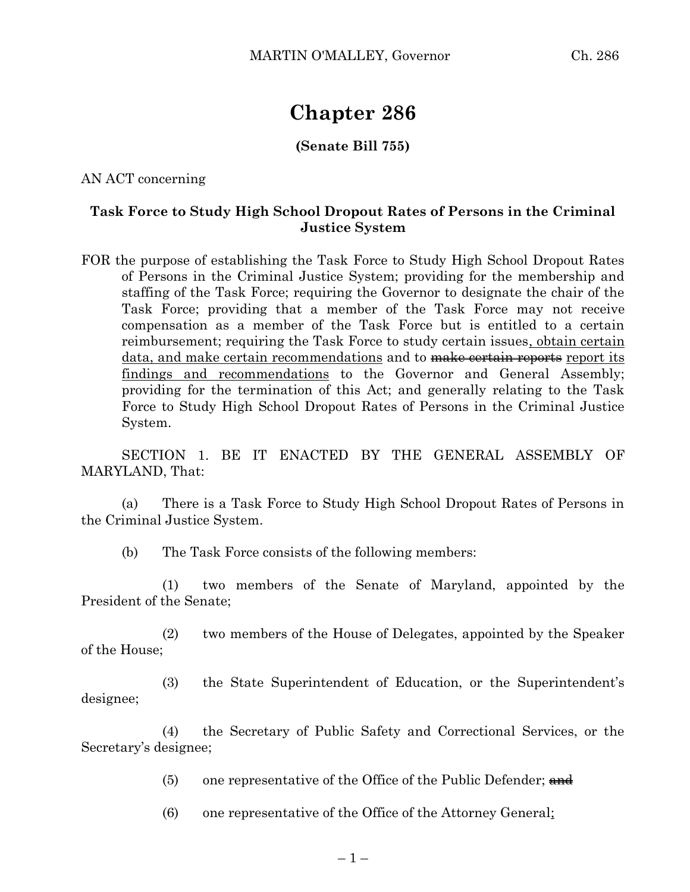# Chapter 286

**(Senate Bill 755)**

AN ACT concerning

**Task Force to Study High School Dropout Rates of Persons in the Criminal Justice System**

FOR the purpose of establishing the Task Force to Study High School Dropout Rates of Persons in the Criminal Justice System; providing for the membership and staffing of the Task Force; requiring the Governor to designate the chair of the Task Force; providing that a member of the Task Force may not receive compensation as a member of the Task Force but is entitled to a certain reimbursement; requiring the Task Force to study certain issues, obtain certain data, and make certain recommendations and to ~~make certain reports~~ report its findings and recommendations to the Governor and General Assembly; providing for the termination of this Act; and generally relating to the Task Force to Study High School Dropout Rates of Persons in the Criminal Justice System.

SECTION 1. BE IT ENACTED BY THE GENERAL ASSEMBLY OF MARYLAND, That:

(a) There is a Task Force to Study High School Dropout Rates of Persons in the Criminal Justice System.

(b) The Task Force consists of the following members:

(1) two members of the Senate of Maryland, appointed by the President of the Senate;

(2) two members of the House of Delegates, appointed by the Speaker of the House;

(3) the State Superintendent of Education, or the Superintendent's designee;

(4) the Secretary of Public Safety and Correctional Services, or the Secretary's designee;

(5) one representative of the Office of the Public Defender; ~~and~~

(6) one representative of the Office of the Attorney General;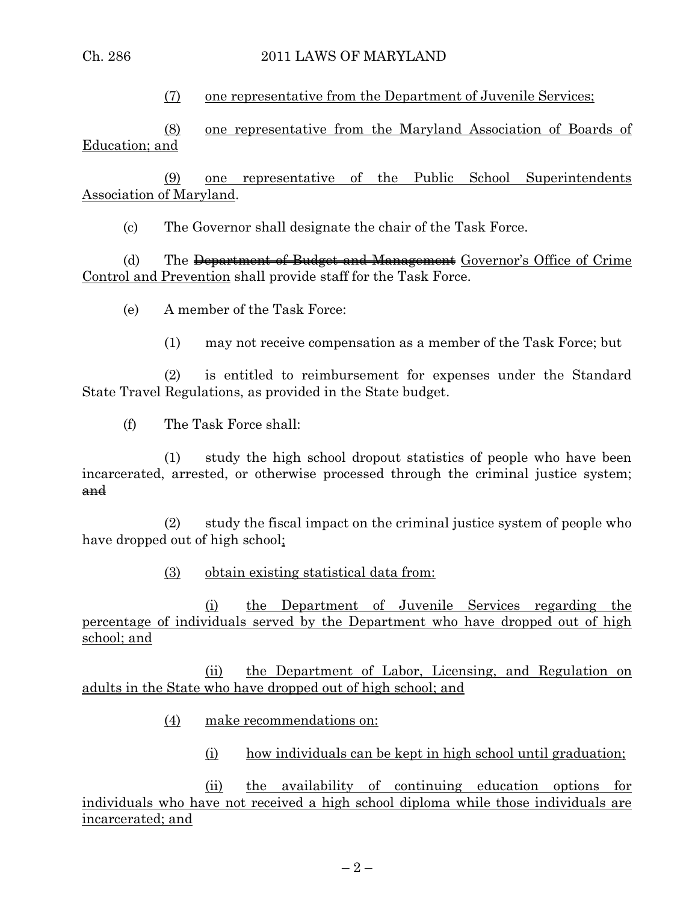(7) one representative from the Department of Juvenile Services;

(8) one representative from the Maryland Association of Boards of Education; and

(9) one representative of the Public School Superintendents Association of Maryland.

(c) The Governor shall designate the chair of the Task Force.

(d) The ~~Department of Budget and Management~~ Governor's Office of Crime Control and Prevention shall provide staff for the Task Force.

(e) A member of the Task Force:

(1) may not receive compensation as a member of the Task Force; but

(2) is entitled to reimbursement for expenses under the Standard State Travel Regulations, as provided in the State budget.

(f) The Task Force shall:

(1) study the high school dropout statistics of people who have been incarcerated, arrested, or otherwise processed through the criminal justice system; ~~and~~

(2) study the fiscal impact on the criminal justice system of people who have dropped out of high school;

(3) obtain existing statistical data from:

(i) the Department of Juvenile Services regarding the percentage of individuals served by the Department who have dropped out of high school; and

(ii) the Department of Labor, Licensing, and Regulation on adults in the State who have dropped out of high school; and

(4) make recommendations on:

(i) how individuals can be kept in high school until graduation;

(ii) the availability of continuing education options for individuals who have not received a high school diploma while those individuals are incarcerated; and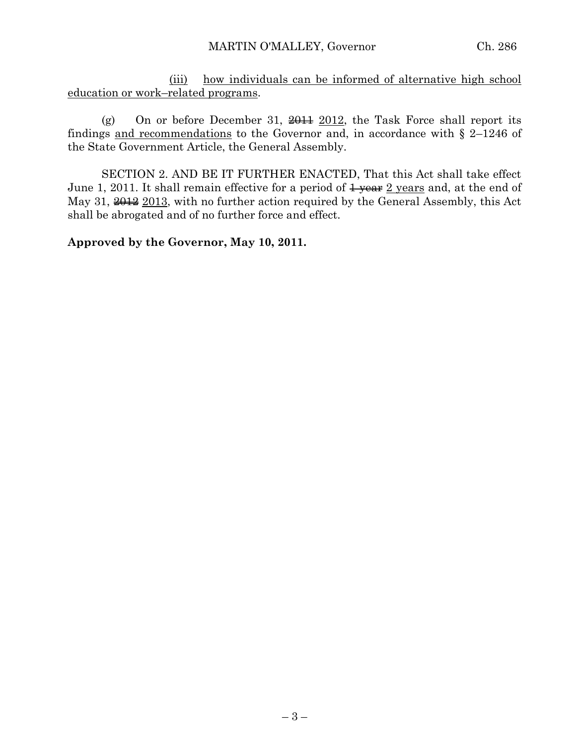(iii) how individuals can be informed of alternative high school education or work–related programs.

(g) On or before December 31, ~~2011~~ 2012, the Task Force shall report its findings and recommendations to the Governor and, in accordance with § 2–1246 of the State Government Article, the General Assembly.

SECTION 2. AND BE IT FURTHER ENACTED, That this Act shall take effect June 1, 2011. It shall remain effective for a period of ~~1 year~~ 2 years and, at the end of May 31, ~~2012~~ 2013, with no further action required by the General Assembly, this Act shall be abrogated and of no further force and effect.

**Approved by the Governor, May 10, 2011.**